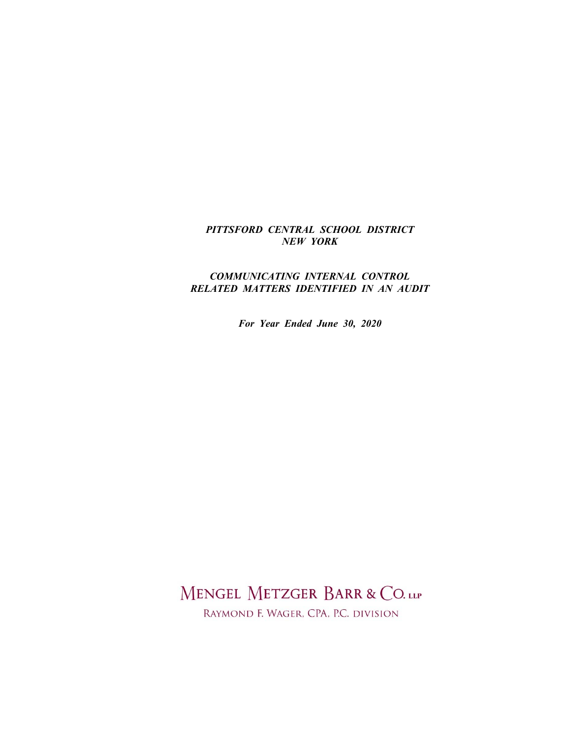***PITTSFORD CENTRAL SCHOOL DISTRICT***
***NEW YORK***

***COMMUNICATING INTERNAL CONTROL RELATED MATTERS IDENTIFIED IN AN AUDIT***

***For Year Ended June 30, 2020***

MENGEL METZGER BARR & CO. LLP

RAYMOND F. WAGER, CPA, P.C. DIVISION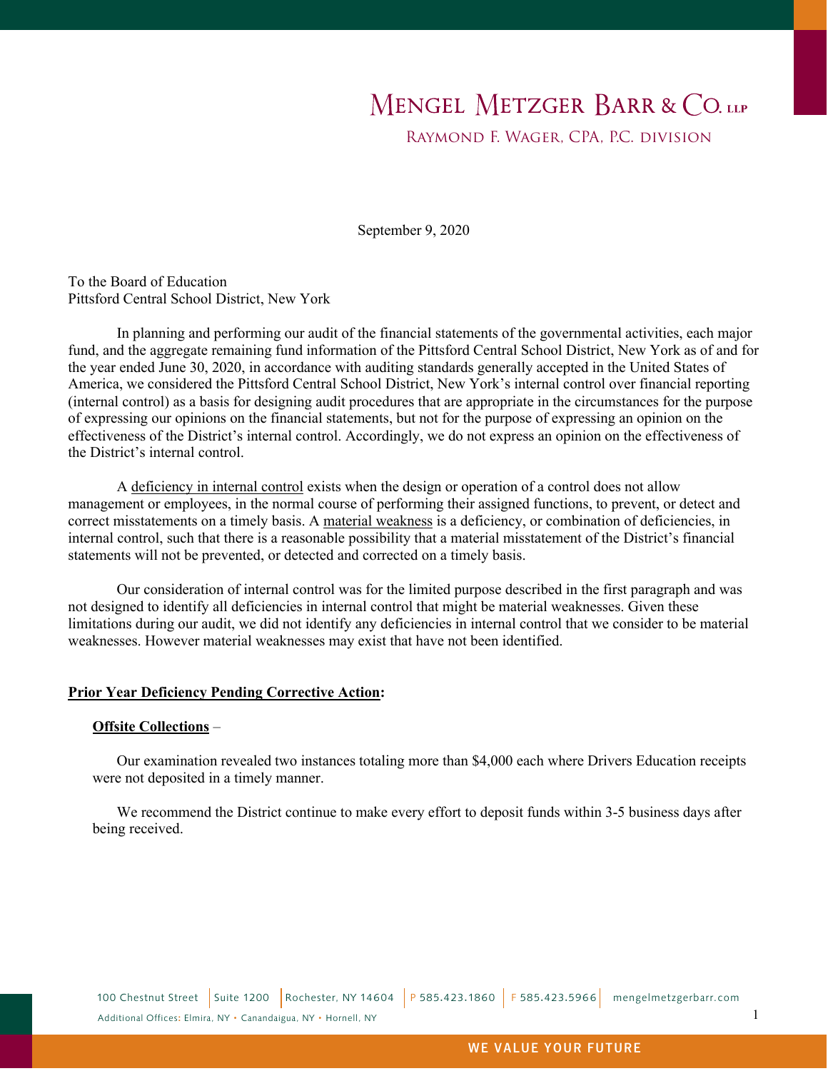MENGEL METZGER BARR & CO. LLP

RAYMOND F. WAGER, CPA, P.C. DIVISION

September 9, 2020

To the Board of Education
Pittsford Central School District, New York

In planning and performing our audit of the financial statements of the governmental activities, each major fund, and the aggregate remaining fund information of the Pittsford Central School District, New York as of and for the year ended June 30, 2020, in accordance with auditing standards generally accepted in the United States of America, we considered the Pittsford Central School District, New York's internal control over financial reporting (internal control) as a basis for designing audit procedures that are appropriate in the circumstances for the purpose of expressing our opinions on the financial statements, but not for the purpose of expressing an opinion on the effectiveness of the District's internal control. Accordingly, we do not express an opinion on the effectiveness of the District's internal control.

A deficiency in internal control exists when the design or operation of a control does not allow management or employees, in the normal course of performing their assigned functions, to prevent, or detect and correct misstatements on a timely basis. A material weakness is a deficiency, or combination of deficiencies, in internal control, such that there is a reasonable possibility that a material misstatement of the District's financial statements will not be prevented, or detected and corrected on a timely basis.

Our consideration of internal control was for the limited purpose described in the first paragraph and was not designed to identify all deficiencies in internal control that might be material weaknesses. Given these limitations during our audit, we did not identify any deficiencies in internal control that we consider to be material weaknesses. However material weaknesses may exist that have not been identified.

**Prior Year Deficiency Pending Corrective Action:**

**Offsite Collections** –

Our examination revealed two instances totaling more than $4,000 each where Drivers Education receipts were not deposited in a timely manner.

We recommend the District continue to make every effort to deposit funds within 3-5 business days after being received.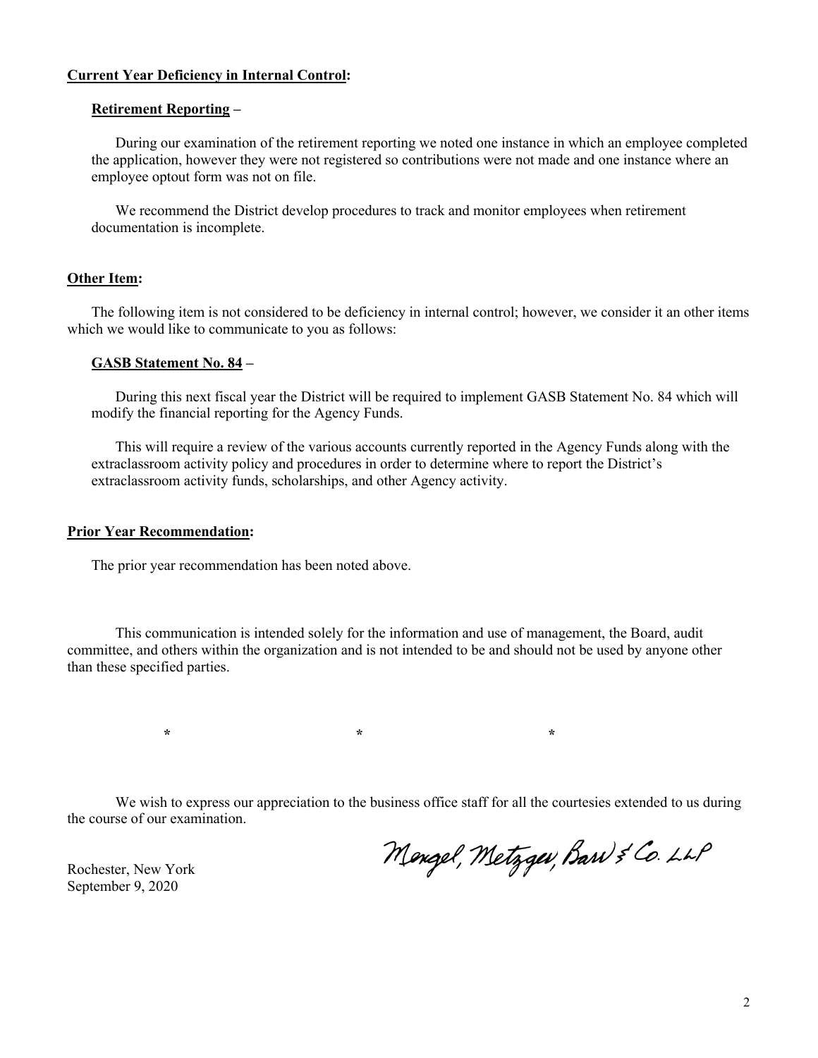**Current Year Deficiency in Internal Control:**

**Retirement Reporting –**

During our examination of the retirement reporting we noted one instance in which an employee completed the application, however they were not registered so contributions were not made and one instance where an employee optout form was not on file.

We recommend the District develop procedures to track and monitor employees when retirement documentation is incomplete.

**Other Item:**

The following item is not considered to be deficiency in internal control; however, we consider it an other items which we would like to communicate to you as follows:

**GASB Statement No. 84 –**

During this next fiscal year the District will be required to implement GASB Statement No. 84 which will modify the financial reporting for the Agency Funds.

This will require a review of the various accounts currently reported in the Agency Funds along with the extraclassroom activity policy and procedures in order to determine where to report the District's extraclassroom activity funds, scholarships, and other Agency activity.

**Prior Year Recommendation:**

The prior year recommendation has been noted above.

This communication is intended solely for the information and use of management, the Board, audit committee, and others within the organization and is not intended to be and should not be used by anyone other than these specified parties.

\* \* \*

We wish to express our appreciation to the business office staff for all the courtesies extended to us during the course of our examination.

Mengel, Metzger, Barr & Co. LLP

Rochester, New York
September 9, 2020